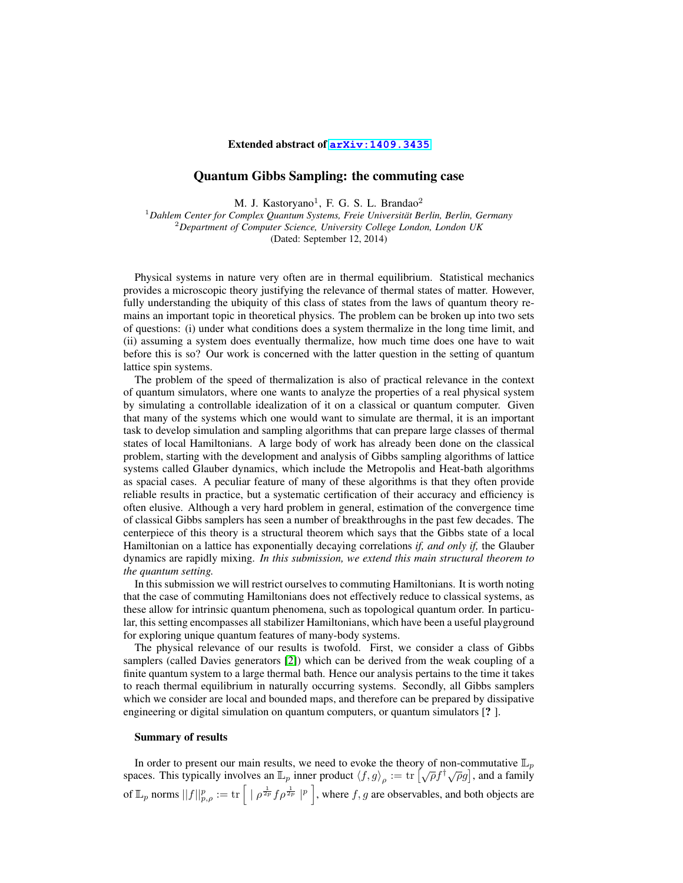Extended abstract of arXiv:1409.3435

# Quantum Gibbs Sampling: the commuting case

M. J. Kastoryano[1], F. G. S. L. Brandao[2]

[1]*Dahlem Center for Complex Quantum Systems, Freie Universität Berlin, Berlin, Germany*
[2]*Department of Computer Science, University College London, London UK*
(Dated: September 12, 2014)

Physical systems in nature very often are in thermal equilibrium. Statistical mechanics provides a microscopic theory justifying the relevance of thermal states of matter. However, fully understanding the ubiquity of this class of states from the laws of quantum theory remains an important topic in theoretical physics. The problem can be broken up into two sets of questions: (i) under what conditions does a system thermalize in the long time limit, and (ii) assuming a system does eventually thermalize, how much time does one have to wait before this is so? Our work is concerned with the latter question in the setting of quantum lattice spin systems.

The problem of the speed of thermalization is also of practical relevance in the context of quantum simulators, where one wants to analyze the properties of a real physical system by simulating a controllable idealization of it on a classical or quantum computer. Given that many of the systems which one would want to simulate are thermal, it is an important task to develop simulation and sampling algorithms that can prepare large classes of thermal states of local Hamiltonians. A large body of work has already been done on the classical problem, starting with the development and analysis of Gibbs sampling algorithms of lattice systems called Glauber dynamics, which include the Metropolis and Heat-bath algorithms as spacial cases. A peculiar feature of many of these algorithms is that they often provide reliable results in practice, but a systematic certification of their accuracy and efficiency is often elusive. Although a very hard problem in general, estimation of the convergence time of classical Gibbs samplers has seen a number of breakthroughs in the past few decades. The centerpiece of this theory is a structural theorem which says that the Gibbs state of a local Hamiltonian on a lattice has exponentially decaying correlations *if, and only if,* the Glauber dynamics are rapidly mixing. *In this submission, we extend this main structural theorem to the quantum setting.*

In this submission we will restrict ourselves to commuting Hamiltonians. It is worth noting that the case of commuting Hamiltonians does not effectively reduce to classical systems, as these allow for intrinsic quantum phenomena, such as topological quantum order. In particular, this setting encompasses all stabilizer Hamiltonians, which have been a useful playground for exploring unique quantum features of many-body systems.

The physical relevance of our results is twofold. First, we consider a class of Gibbs samplers (called Davies generators [2]) which can be derived from the weak coupling of a finite quantum system to a large thermal bath. Hence our analysis pertains to the time it takes to reach thermal equilibrium in naturally occurring systems. Secondly, all Gibbs samplers which we consider are local and bounded maps, and therefore can be prepared by dissipative engineering or digital simulation on quantum computers, or quantum simulators [? ].

### Summary of results

In order to present our main results, we need to evoke the theory of non-commutative $\mathbb{L}_p$ spaces. This typically involves an $\mathbb{L}_p$ inner product $\langle f, g\rangle_\rho := \mathrm{tr}\left[\sqrt{\rho} f^\dagger \sqrt{\rho} g\right]$, and a family of $\mathbb{L}_p$ norms $||f||_{p,\rho}^p := \mathrm{tr}\left[\ |\ \rho^{\frac{1}{2p}} f \rho^{\frac{1}{2p}}\ |^p\ \right]$, where $f, g$ are observables, and both objects are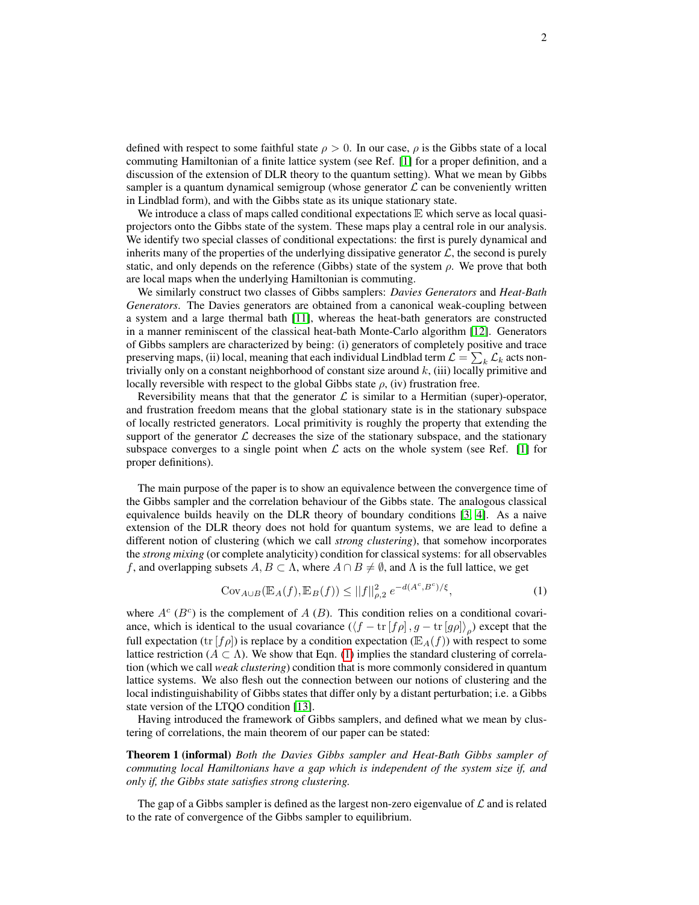defined with respect to some faithful state $\rho > 0$. In our case, $\rho$ is the Gibbs state of a local commuting Hamiltonian of a finite lattice system (see Ref. [1] for a proper definition, and a discussion of the extension of DLR theory to the quantum setting). What we mean by Gibbs sampler is a quantum dynamical semigroup (whose generator $\mathcal{L}$ can be conveniently written in Lindblad form), and with the Gibbs state as its unique stationary state.

We introduce a class of maps called conditional expectations $\mathbb{E}$ which serve as local quasi-projectors onto the Gibbs state of the system. These maps play a central role in our analysis. We identify two special classes of conditional expectations: the first is purely dynamical and inherits many of the properties of the underlying dissipative generator $\mathcal{L}$, the second is purely static, and only depends on the reference (Gibbs) state of the system $\rho$. We prove that both are local maps when the underlying Hamiltonian is commuting.

We similarly construct two classes of Gibbs samplers: *Davies Generators* and *Heat-Bath Generators*. The Davies generators are obtained from a canonical weak-coupling between a system and a large thermal bath [11], whereas the heat-bath generators are constructed in a manner reminiscent of the classical heat-bath Monte-Carlo algorithm [12]. Generators of Gibbs samplers are characterized by being: (i) generators of completely positive and trace preserving maps, (ii) local, meaning that each individual Lindblad term $\mathcal{L} = \sum_k \mathcal{L}_k$ acts non-trivially only on a constant neighborhood of constant size around $k$, (iii) locally primitive and locally reversible with respect to the global Gibbs state $\rho$, (iv) frustration free.

Reversibility means that that the generator $\mathcal{L}$ is similar to a Hermitian (super)-operator, and frustration freedom means that the global stationary state is in the stationary subspace of locally restricted generators. Local primitivity is roughly the property that extending the support of the generator $\mathcal{L}$ decreases the size of the stationary subspace, and the stationary subspace converges to a single point when $\mathcal{L}$ acts on the whole system (see Ref. [1] for proper definitions).

The main purpose of the paper is to show an equivalence between the convergence time of the Gibbs sampler and the correlation behaviour of the Gibbs state. The analogous classical equivalence builds heavily on the DLR theory of boundary conditions [3, 4]. As a naive extension of the DLR theory does not hold for quantum systems, we are lead to define a different notion of clustering (which we call *strong clustering*), that somehow incorporates the *strong mixing* (or complete analyticity) condition for classical systems: for all observables $f$, and overlapping subsets $A, B \subset \Lambda$, where $A \cap B \neq \emptyset$, and $\Lambda$ is the full lattice, we get

$$\mathrm{Cov}_{A \cup B}(\mathbb{E}_A(f), \mathbb{E}_B(f)) \leq ||f||_{\rho,2}^2 \, e^{-d(A^c, B^c)/\xi}, \tag{1}$$

where $A^c$ ($B^c$) is the complement of $A$ ($B$). This condition relies on a conditional covariance, which is identical to the usual covariance ($\langle f - \mathrm{tr}\,[f\rho]\,, g - \mathrm{tr}\,[g\rho] \rangle_\rho$) except that the full expectation ($\mathrm{tr}\,[f\rho]$) is replace by a condition expectation ($\mathbb{E}_A(f)$) with respect to some lattice restriction ($A \subset \Lambda$). We show that Eqn. (1) implies the standard clustering of correlation (which we call *weak clustering*) condition that is more commonly considered in quantum lattice systems. We also flesh out the connection between our notions of clustering and the local indistinguishability of Gibbs states that differ only by a distant perturbation; i.e. a Gibbs state version of the LTQO condition [13].

Having introduced the framework of Gibbs samplers, and defined what we mean by clustering of correlations, the main theorem of our paper can be stated:

**Theorem 1 (informal)** *Both the Davies Gibbs sampler and Heat-Bath Gibbs sampler of commuting local Hamiltonians have a gap which is independent of the system size if, and only if, the Gibbs state satisfies strong clustering.*

The gap of a Gibbs sampler is defined as the largest non-zero eigenvalue of $\mathcal{L}$ and is related to the rate of convergence of the Gibbs sampler to equilibrium.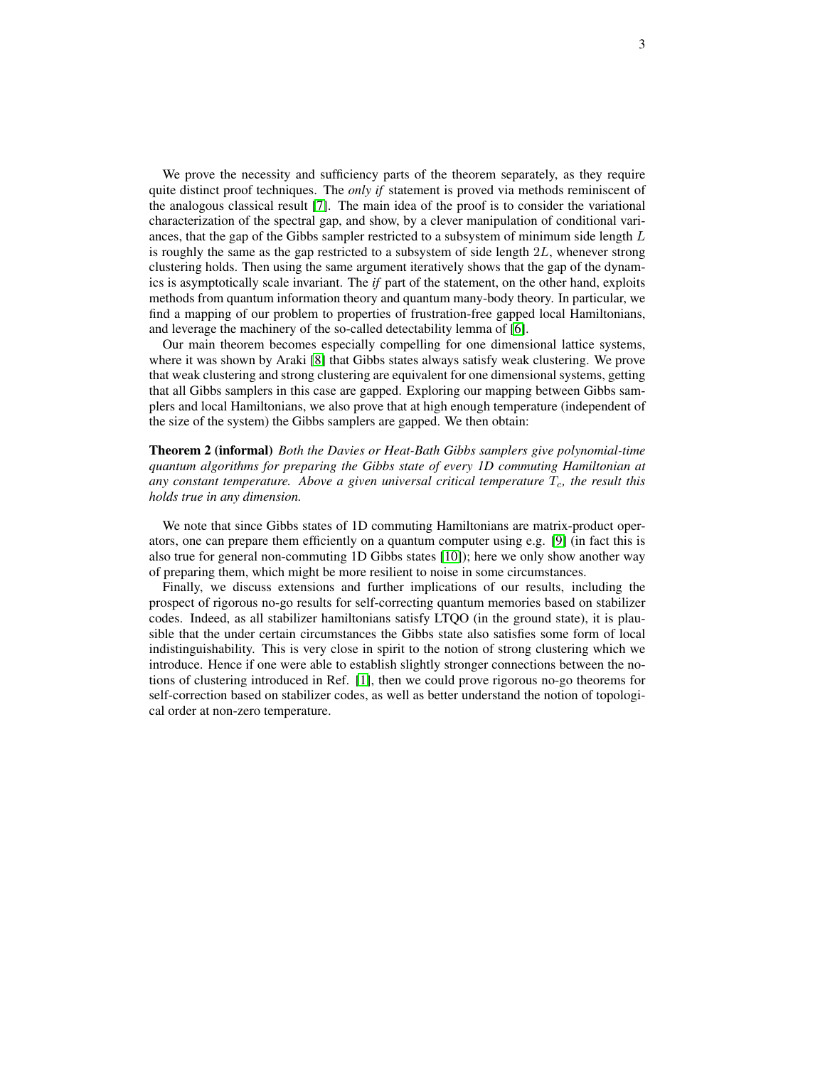We prove the necessity and sufficiency parts of the theorem separately, as they require quite distinct proof techniques. The *only if* statement is proved via methods reminiscent of the analogous classical result [7]. The main idea of the proof is to consider the variational characterization of the spectral gap, and show, by a clever manipulation of conditional variances, that the gap of the Gibbs sampler restricted to a subsystem of minimum side length $L$ is roughly the same as the gap restricted to a subsystem of side length $2L$, whenever strong clustering holds. Then using the same argument iteratively shows that the gap of the dynamics is asymptotically scale invariant. The *if* part of the statement, on the other hand, exploits methods from quantum information theory and quantum many-body theory. In particular, we find a mapping of our problem to properties of frustration-free gapped local Hamiltonians, and leverage the machinery of the so-called detectability lemma of [6].

Our main theorem becomes especially compelling for one dimensional lattice systems, where it was shown by Araki [8] that Gibbs states always satisfy weak clustering. We prove that weak clustering and strong clustering are equivalent for one dimensional systems, getting that all Gibbs samplers in this case are gapped. Exploring our mapping between Gibbs samplers and local Hamiltonians, we also prove that at high enough temperature (independent of the size of the system) the Gibbs samplers are gapped. We then obtain:

**Theorem 2 (informal)** *Both the Davies or Heat-Bath Gibbs samplers give polynomial-time quantum algorithms for preparing the Gibbs state of every 1D commuting Hamiltonian at any constant temperature. Above a given universal critical temperature $T_c$, the result this holds true in any dimension.*

We note that since Gibbs states of 1D commuting Hamiltonians are matrix-product operators, one can prepare them efficiently on a quantum computer using e.g. [9] (in fact this is also true for general non-commuting 1D Gibbs states [10]); here we only show another way of preparing them, which might be more resilient to noise in some circumstances.

Finally, we discuss extensions and further implications of our results, including the prospect of rigorous no-go results for self-correcting quantum memories based on stabilizer codes. Indeed, as all stabilizer hamiltonians satisfy LTQO (in the ground state), it is plausible that the under certain circumstances the Gibbs state also satisfies some form of local indistinguishability. This is very close in spirit to the notion of strong clustering which we introduce. Hence if one were able to establish slightly stronger connections between the notions of clustering introduced in Ref. [1], then we could prove rigorous no-go theorems for self-correction based on stabilizer codes, as well as better understand the notion of topological order at non-zero temperature.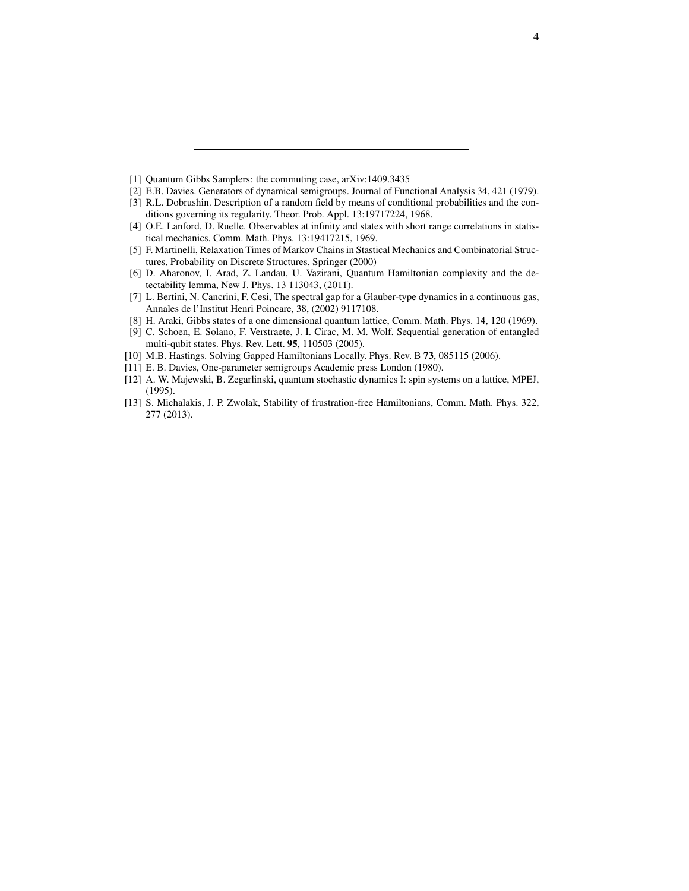- [1] Quantum Gibbs Samplers: the commuting case, arXiv:1409.3435
- [2] E.B. Davies. Generators of dynamical semigroups. Journal of Functional Analysis 34, 421 (1979).
- [3] R.L. Dobrushin. Description of a random field by means of conditional probabilities and the conditions governing its regularity. Theor. Prob. Appl. 13:19717224, 1968.
- [4] O.E. Lanford, D. Ruelle. Observables at infinity and states with short range correlations in statistical mechanics. Comm. Math. Phys. 13:19417215, 1969.
- [5] F. Martinelli, Relaxation Times of Markov Chains in Stastical Mechanics and Combinatorial Structures, Probability on Discrete Structures, Springer (2000)
- [6] D. Aharonov, I. Arad, Z. Landau, U. Vazirani, Quantum Hamiltonian complexity and the detectability lemma, New J. Phys. 13 113043, (2011).
- [7] L. Bertini, N. Cancrini, F. Cesi, The spectral gap for a Glauber-type dynamics in a continuous gas, Annales de l'Institut Henri Poincare, 38, (2002) 9117108.
- [8] H. Araki, Gibbs states of a one dimensional quantum lattice, Comm. Math. Phys. 14, 120 (1969).
- [9] C. Schoen, E. Solano, F. Verstraete, J. I. Cirac, M. M. Wolf. Sequential generation of entangled multi-qubit states. Phys. Rev. Lett. **95**, 110503 (2005).
- [10] M.B. Hastings. Solving Gapped Hamiltonians Locally. Phys. Rev. B **73**, 085115 (2006).
- [11] E. B. Davies, One-parameter semigroups Academic press London (1980).
- [12] A. W. Majewski, B. Zegarlinski, quantum stochastic dynamics I: spin systems on a lattice, MPEJ, (1995).
- [13] S. Michalakis, J. P. Zwolak, Stability of frustration-free Hamiltonians, Comm. Math. Phys. 322, 277 (2013).